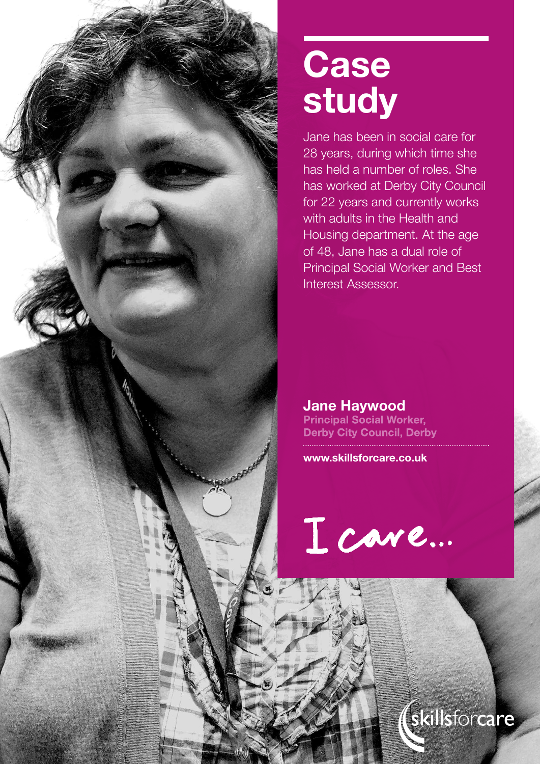# Case study

Jane has been in social care for 28 years, during which time she has held a number of roles. She has worked at Derby City Council for 22 years and currently works with adults in the Health and Housing department. At the age of 48, Jane has a dual role of Principal Social Worker and Best Interest Assessor.

**Jane Haywood**
**Principal Social Worker, Derby City Council, Derby**

**www.skillsforcare.co.uk**

I care...

skillsforcare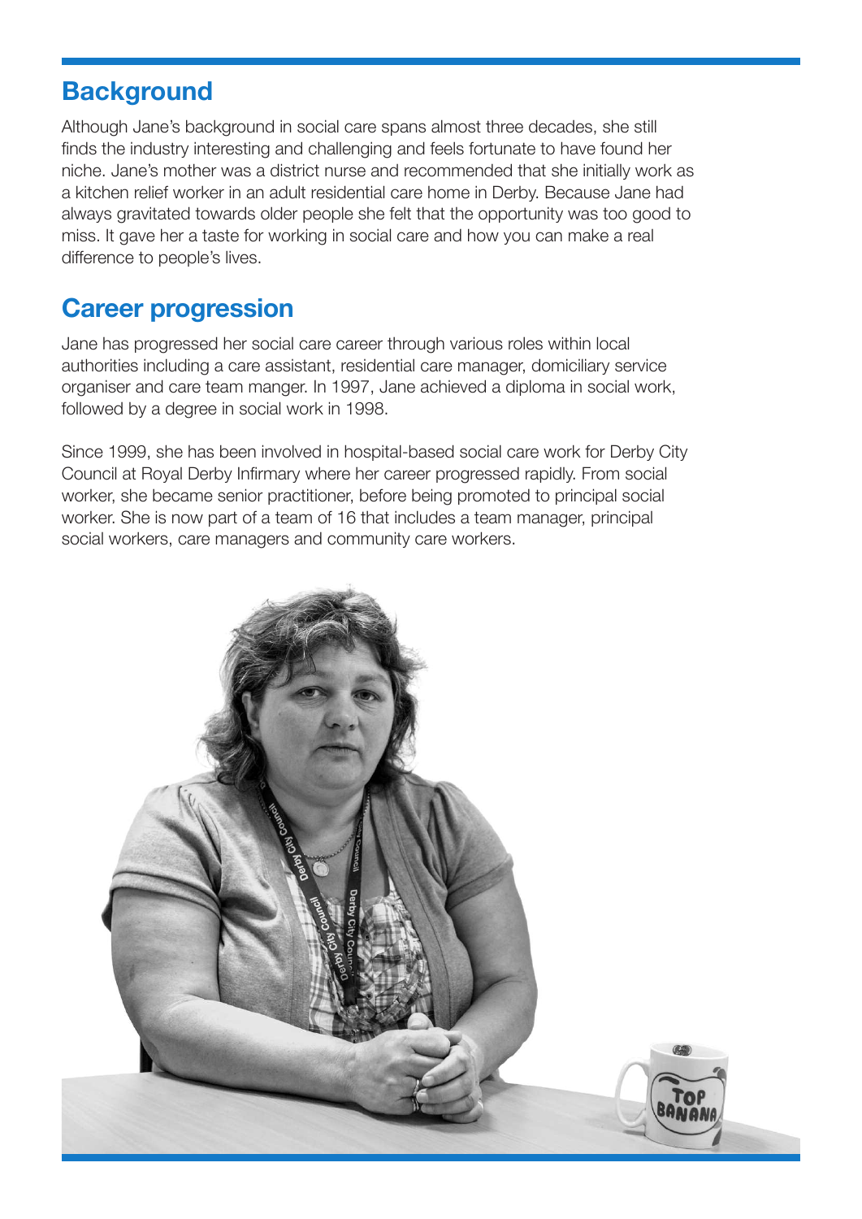## Background

Although Jane's background in social care spans almost three decades, she still finds the industry interesting and challenging and feels fortunate to have found her niche. Jane's mother was a district nurse and recommended that she initially work as a kitchen relief worker in an adult residential care home in Derby. Because Jane had always gravitated towards older people she felt that the opportunity was too good to miss. It gave her a taste for working in social care and how you can make a real difference to people's lives.

## Career progression

Jane has progressed her social care career through various roles within local authorities including a care assistant, residential care manager, domiciliary service organiser and care team manger. In 1997, Jane achieved a diploma in social work, followed by a degree in social work in 1998.

Since 1999, she has been involved in hospital-based social care work for Derby City Council at Royal Derby Infirmary where her career progressed rapidly. From social worker, she became senior practitioner, before being promoted to principal social worker. She is now part of a team of 16 that includes a team manager, principal social workers, care managers and community care workers.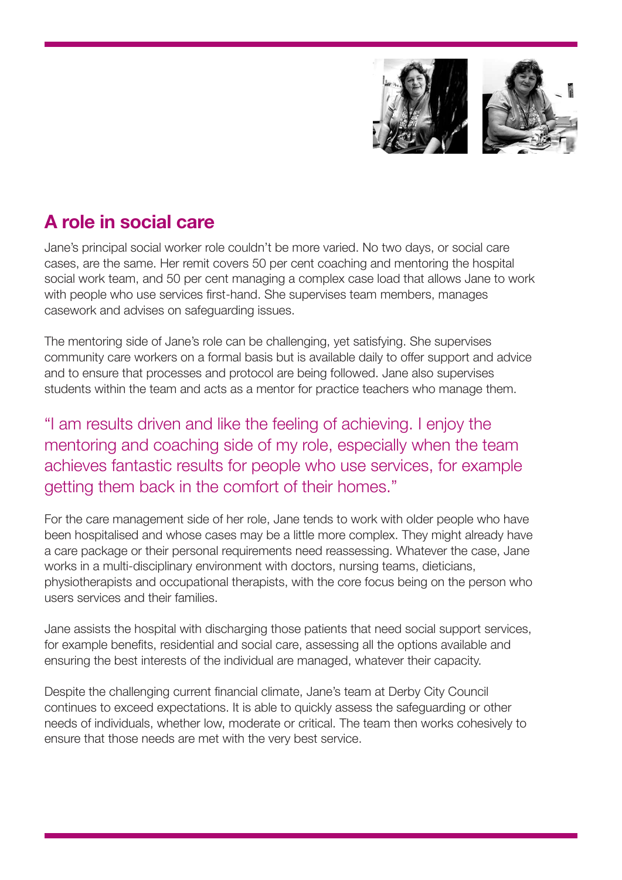## A role in social care

Jane's principal social worker role couldn't be more varied. No two days, or social care cases, are the same. Her remit covers 50 per cent coaching and mentoring the hospital social work team, and 50 per cent managing a complex case load that allows Jane to work with people who use services first-hand. She supervises team members, manages casework and advises on safeguarding issues.

The mentoring side of Jane's role can be challenging, yet satisfying. She supervises community care workers on a formal basis but is available daily to offer support and advice and to ensure that processes and protocol are being followed. Jane also supervises students within the team and acts as a mentor for practice teachers who manage them.

"I am results driven and like the feeling of achieving. I enjoy the mentoring and coaching side of my role, especially when the team achieves fantastic results for people who use services, for example getting them back in the comfort of their homes."

For the care management side of her role, Jane tends to work with older people who have been hospitalised and whose cases may be a little more complex. They might already have a care package or their personal requirements need reassessing. Whatever the case, Jane works in a multi-disciplinary environment with doctors, nursing teams, dieticians, physiotherapists and occupational therapists, with the core focus being on the person who users services and their families.

Jane assists the hospital with discharging those patients that need social support services, for example benefits, residential and social care, assessing all the options available and ensuring the best interests of the individual are managed, whatever their capacity.

Despite the challenging current financial climate, Jane's team at Derby City Council continues to exceed expectations. It is able to quickly assess the safeguarding or other needs of individuals, whether low, moderate or critical. The team then works cohesively to ensure that those needs are met with the very best service.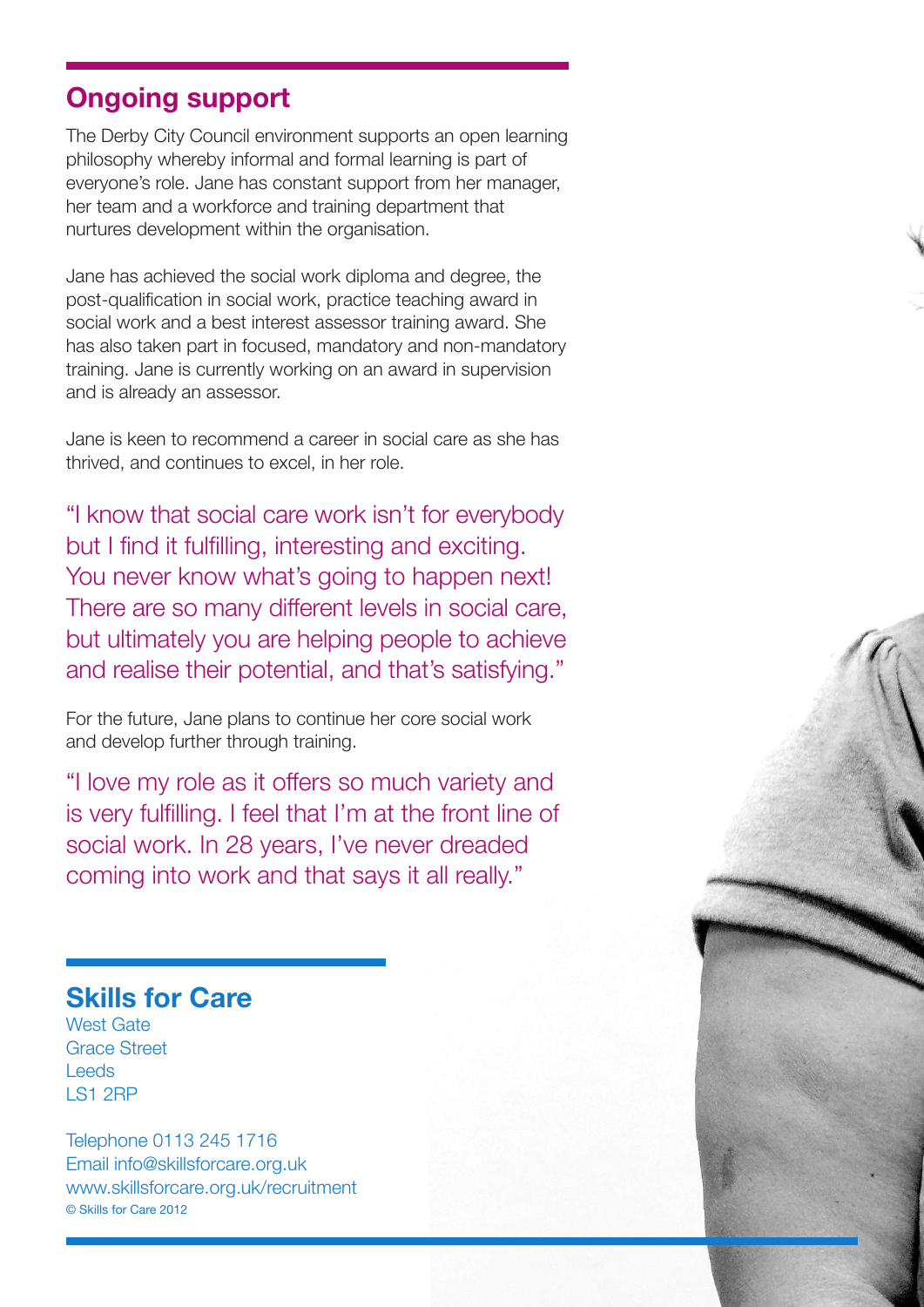## Ongoing support

The Derby City Council environment supports an open learning philosophy whereby informal and formal learning is part of everyone's role. Jane has constant support from her manager, her team and a workforce and training department that nurtures development within the organisation.

Jane has achieved the social work diploma and degree, the post-qualification in social work, practice teaching award in social work and a best interest assessor training award. She has also taken part in focused, mandatory and non-mandatory training. Jane is currently working on an award in supervision and is already an assessor.

Jane is keen to recommend a career in social care as she has thrived, and continues to excel, in her role.

"I know that social care work isn't for everybody but I find it fulfilling, interesting and exciting. You never know what's going to happen next! There are so many different levels in social care, but ultimately you are helping people to achieve and realise their potential, and that's satisfying."

For the future, Jane plans to continue her core social work and develop further through training.

"I love my role as it offers so much variety and is very fulfilling. I feel that I'm at the front line of social work. In 28 years, I've never dreaded coming into work and that says it all really."

## Skills for Care

West Gate
Grace Street
Leeds
LS1 2RP

Telephone 0113 245 1716
Email info@skillsforcare.org.uk
www.skillsforcare.org.uk/recruitment
© Skills for Care 2012